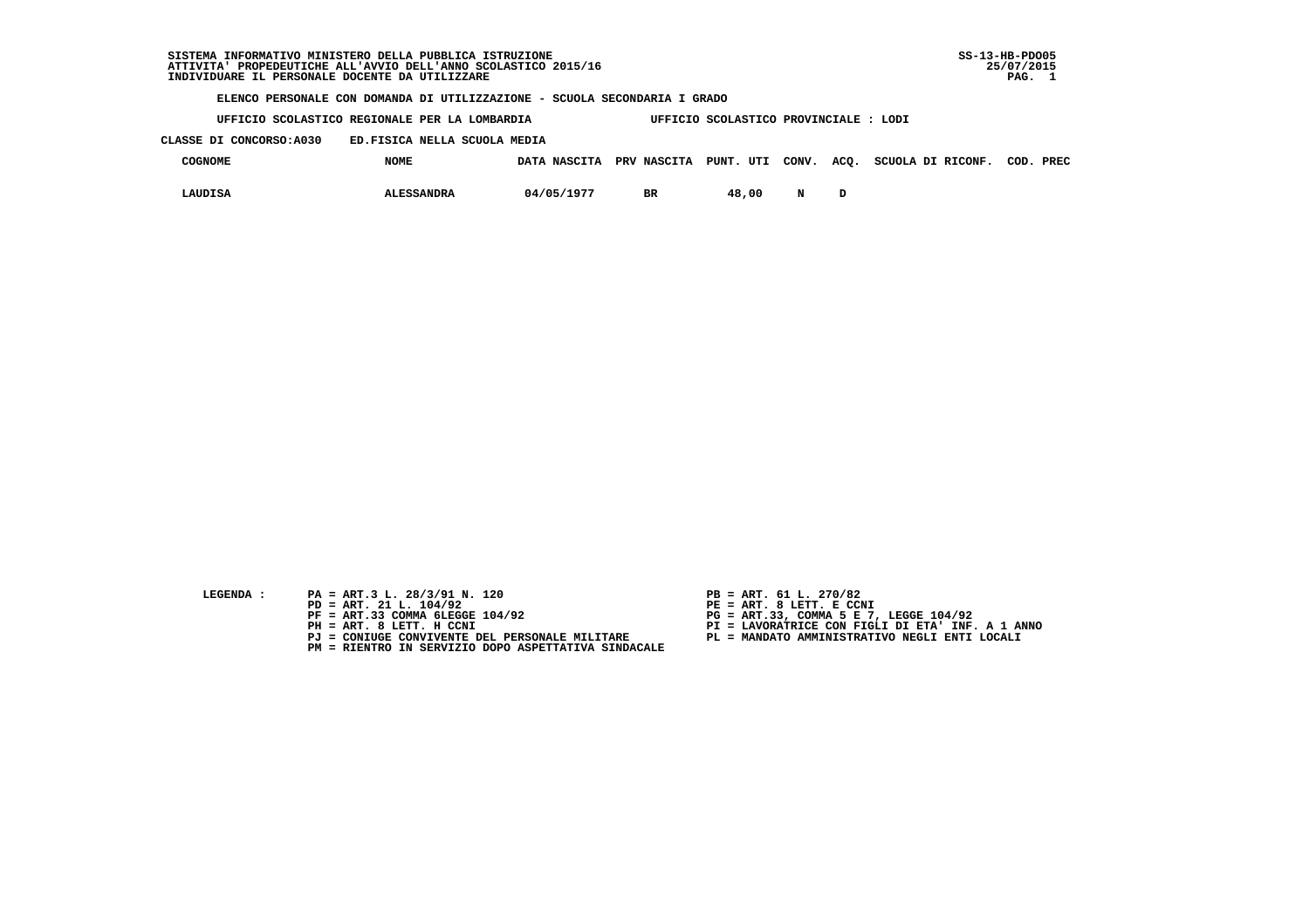SISTEMA INFORMATIVO MINISTERO DELLA PUBBLICA ISTRUZIONE
ATTIVITA' PROPEDEUTICHE ALL'AVVIO DELL'ANNO SCOLASTICO 2015/16
INDIVIDUARE IL PERSONALE DOCENTE DA UTILIZZARE

SS-13-HB-PDO05
25/07/2015

**ELENCO PERSONALE CON DOMANDA DI UTILIZZAZIONE - SCUOLA SECONDARIA I GRADO**

UFFICIO SCOLASTICO REGIONALE PER LA LOMBARDIA — UFFICIO SCOLASTICO PROVINCIALE : LODI

CLASSE DI CONCORSO:A030 ED.FISICA NELLA SCUOLA MEDIA

| COGNOME | NOME | DATA NASCITA | PRV NASCITA | PUNT. UTI | CONV. | ACQ. | SCUOLA DI RICONF. | COD. PREC |
|---|---|---|---|---|---|---|---|---|
| LAUDISA | ALESSANDRA | 04/05/1977 | BR | 48,00 | N | D | | |

LEGENDA :

- PA = ART.3 L. 28/3/91 N. 120
- PB = ART. 61 L. 270/82
- PD = ART. 21 L. 104/92
- PE = ART. 8 LETT. E CCNI
- PF = ART.33 COMMA 6LEGGE 104/92
- PG = ART.33, COMMA 5 E 7, LEGGE 104/92
- PH = ART. 8 LETT. H CCNI
- PI = LAVORATRICE CON FIGLI DI ETA' INF. A 1 ANNO
- PJ = CONIUGE CONVIVENTE DEL PERSONALE MILITARE
- PL = MANDATO AMMINISTRATIVO NEGLI ENTI LOCALI
- PM = RIENTRO IN SERVIZIO DOPO ASPETTATIVA SINDACALE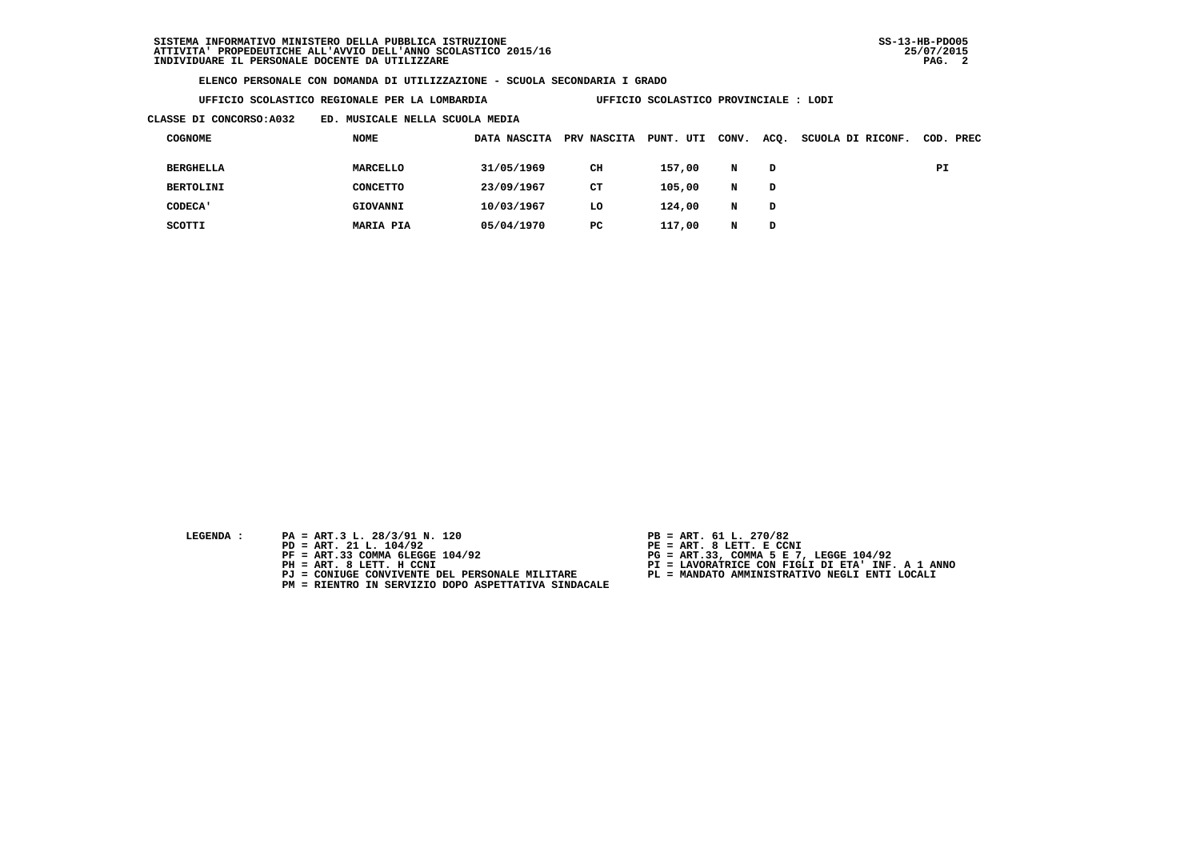SISTEMA INFORMATIVO MINISTERO DELLA PUBBLICA ISTRUZIONE
ATTIVITA' PROPEDEUTICHE ALL'AVVIO DELL'ANNO SCOLASTICO 2015/16
INDIVIDUARE IL PERSONALE DOCENTE DA UTILIZZARE

SS-13-HB-PDO05
25/07/2015

**ELENCO PERSONALE CON DOMANDA DI UTILIZZAZIONE - SCUOLA SECONDARIA I GRADO**

**UFFICIO SCOLASTICO REGIONALE PER LA LOMBARDIA** — **UFFICIO SCOLASTICO PROVINCIALE : LODI**

**CLASSE DI CONCORSO:A032 ED. MUSICALE NELLA SCUOLA MEDIA**

| COGNOME | NOME | DATA NASCITA | PRV NASCITA | PUNT. UTI | CONV. | ACQ. | SCUOLA DI RICONF. | COD. PREC |
|---|---|---|---|---|---|---|---|---|
| BERGHELLA | MARCELLO | 31/05/1969 | CH | 157,00 | N | D | | PI |
| BERTOLINI | CONCETTO | 23/09/1967 | CT | 105,00 | N | D | | |
| CODECA' | GIOVANNI | 10/03/1967 | LO | 124,00 | N | D | | |
| SCOTTI | MARIA PIA | 05/04/1970 | PC | 117,00 | N | D | | |

LEGENDA :

- PA = ART.3 L. 28/3/91 N. 120
- PB = ART. 61 L. 270/82
- PD = ART. 21 L. 104/92
- PE = ART. 8 LETT. E CCNI
- PF = ART.33 COMMA 6LEGGE 104/92
- PG = ART.33, COMMA 5 E 7, LEGGE 104/92
- PH = ART. 8 LETT. H CCNI
- PI = LAVORATRICE CON FIGLI DI ETA' INF. A 1 ANNO
- PJ = CONIUGE CONVIVENTE DEL PERSONALE MILITARE
- PL = MANDATO AMMINISTRATIVO NEGLI ENTI LOCALI
- PM = RIENTRO IN SERVIZIO DOPO ASPETTATIVA SINDACALE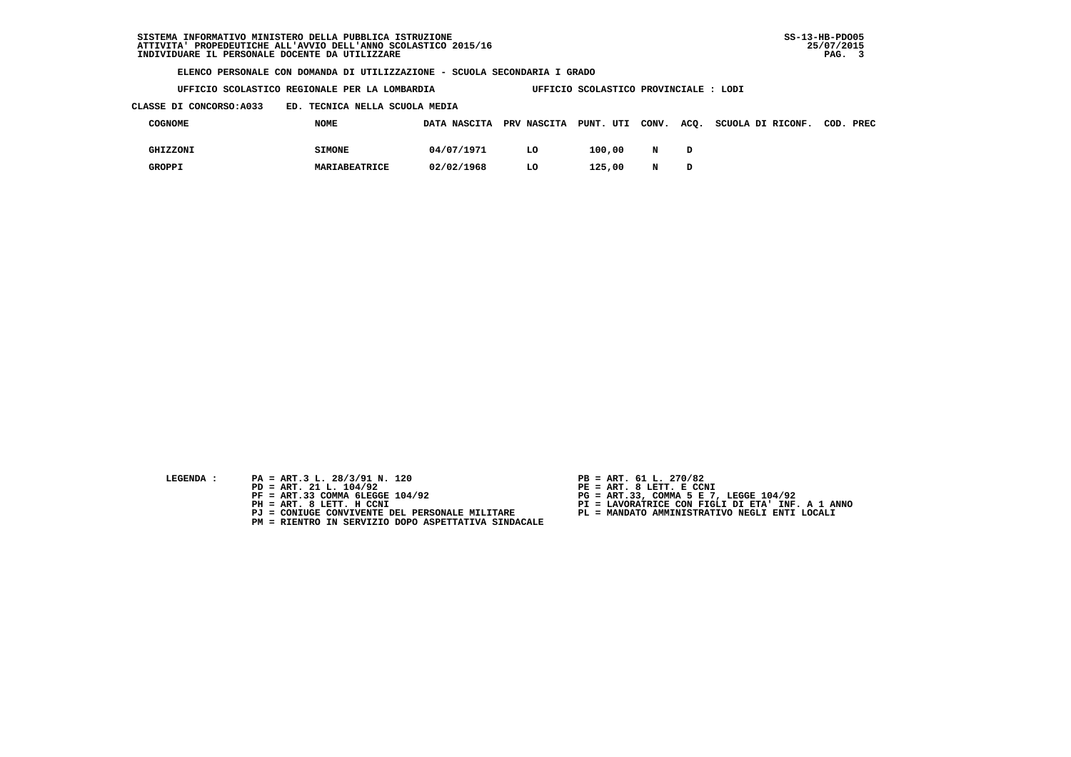SISTEMA INFORMATIVO MINISTERO DELLA PUBBLICA ISTRUZIONE
ATTIVITA' PROPEDEUTICHE ALL'AVVIO DELL'ANNO SCOLASTICO 2015/16
INDIVIDUARE IL PERSONALE DOCENTE DA UTILIZZARE

SS-13-HB-PDO05
25/07/2015

**ELENCO PERSONALE CON DOMANDA DI UTILIZZAZIONE - SCUOLA SECONDARIA I GRADO**

**UFFICIO SCOLASTICO REGIONALE PER LA LOMBARDIA** UFFICIO SCOLASTICO PROVINCIALE : LODI

**CLASSE DI CONCORSO:A033 ED. TECNICA NELLA SCUOLA MEDIA**

| COGNOME | NOME | DATA NASCITA | PRV NASCITA | PUNT. UTI | CONV. | ACQ. | SCUOLA DI RICONF. | COD. PREC |
|---|---|---|---|---|---|---|---|---|
| GHIZZONI | SIMONE | 04/07/1971 | LO | 100,00 | N | D | | |
| GROPPI | MARIABEATRICE | 02/02/1968 | LO | 125,00 | N | D | | |

LEGENDA :

- PA = ART.3 L. 28/3/91 N. 120
- PB = ART. 61 L. 270/82
- PD = ART. 21 L. 104/92
- PE = ART. 8 LETT. E CCNI
- PF = ART.33 COMMA 6LEGGE 104/92
- PG = ART.33, COMMA 5 E 7, LEGGE 104/92
- PH = ART. 8 LETT. H CCNI
- PI = LAVORATRICE CON FIGLI DI ETA' INF. A 1 ANNO
- PJ = CONIUGE CONVIVENTE DEL PERSONALE MILITARE
- PL = MANDATO AMMINISTRATIVO NEGLI ENTI LOCALI
- PM = RIENTRO IN SERVIZIO DOPO ASPETTATIVA SINDACALE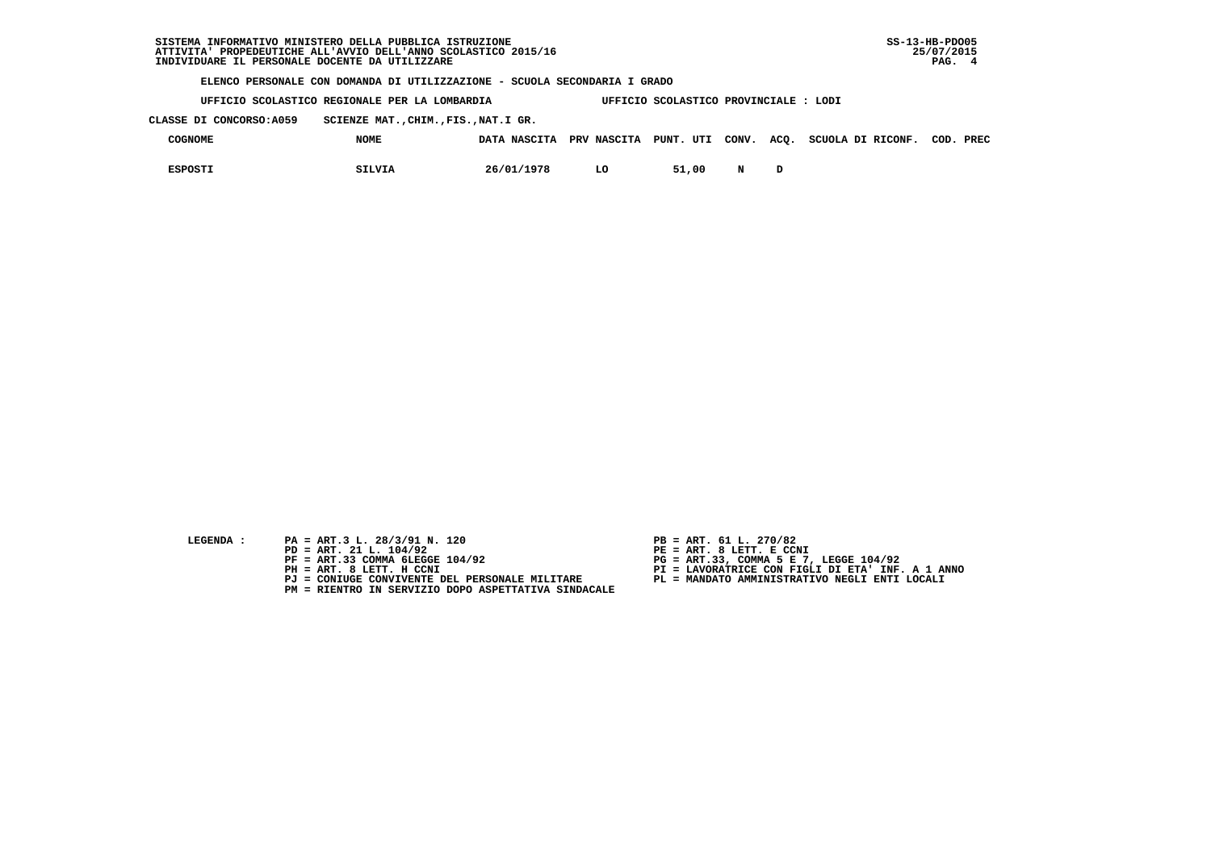SISTEMA INFORMATIVO MINISTERO DELLA PUBBLICA ISTRUZIONE
ATTIVITA' PROPEDEUTICHE ALL'AVVIO DELL'ANNO SCOLASTICO 2015/16
INDIVIDUARE IL PERSONALE DOCENTE DA UTILIZZARE

SS-13-HB-PDO05
25/07/2015

ELENCO PERSONALE CON DOMANDA DI UTILIZZAZIONE - SCUOLA SECONDARIA I GRADO

UFFICIO SCOLASTICO REGIONALE PER LA LOMBARDIA — UFFICIO SCOLASTICO PROVINCIALE : LODI

CLASSE DI CONCORSO:A059 SCIENZE MAT.,CHIM.,FIS.,NAT.I GR.

| COGNOME | NOME | DATA NASCITA | PRV NASCITA | PUNT. UTI | CONV. | ACQ. | SCUOLA DI RICONF. | COD. PREC |
|---|---|---|---|---|---|---|---|---|
| ESPOSTI | SILVIA | 26/01/1978 | LO | 51,00 | N | D | | |

LEGENDA :

PA = ART.3 L. 28/3/91 N. 120
PB = ART. 61 L. 270/82
PD = ART. 21 L. 104/92
PE = ART. 8 LETT. E CCNI
PF = ART.33 COMMA 6LEGGE 104/92
PG = ART.33, COMMA 5 E 7, LEGGE 104/92
PH = ART. 8 LETT. H CCNI
PI = LAVORATRICE CON FIGLI DI ETA' INF. A 1 ANNO
PJ = CONIUGE CONVIVENTE DEL PERSONALE MILITARE
PL = MANDATO AMMINISTRATIVO NEGLI ENTI LOCALI
PM = RIENTRO IN SERVIZIO DOPO ASPETTATIVA SINDACALE